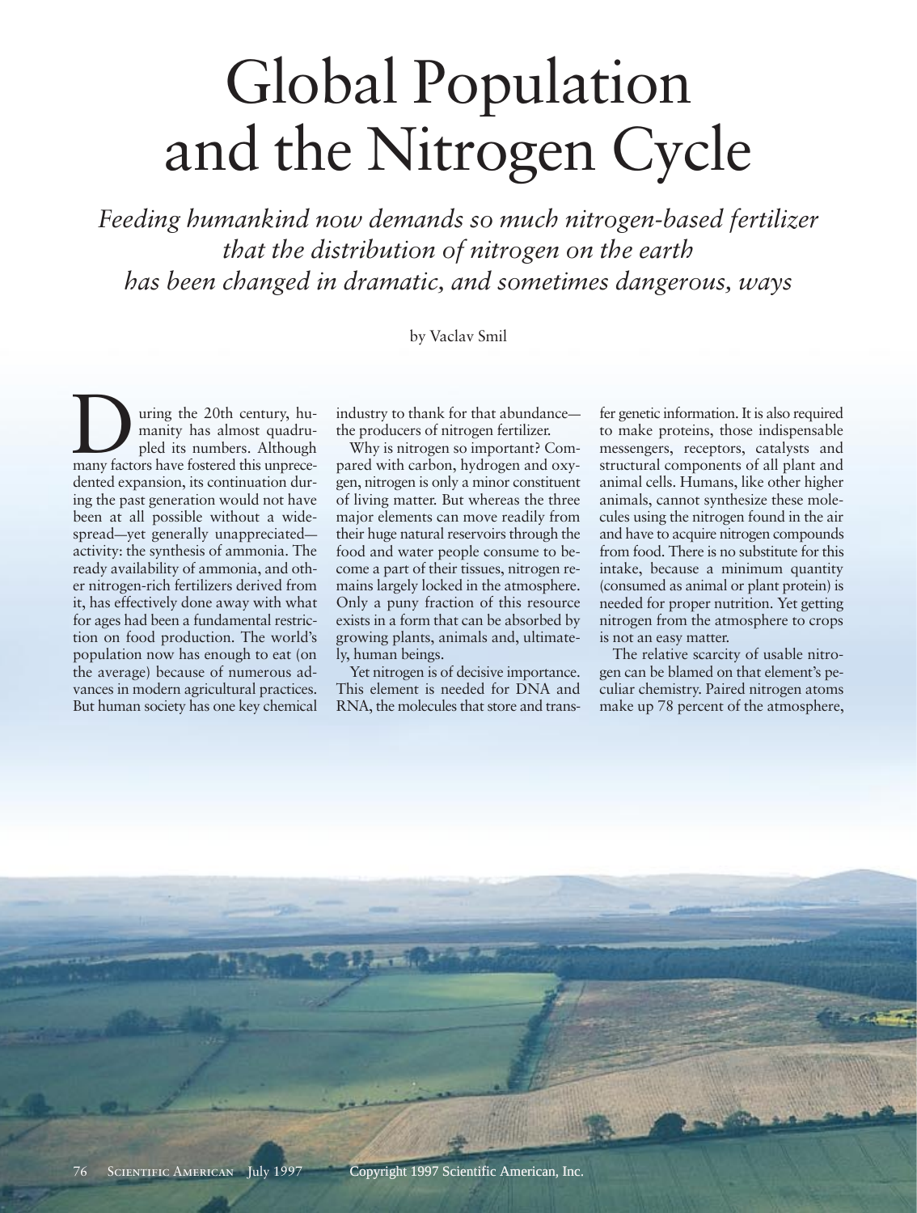# Global Population and the Nitrogen Cycle

*Feeding humankind now demands so much nitrogen-based fertilizer that the distribution of nitrogen on the earth has been changed in dramatic, and sometimes dangerous, ways*

by Vaclav Smil

During the 20th century, humanity has almost quadrupled its numbers. Although many factors have fostered this unprecedented expansion, its continuation during the past generation would not have been at all possible without a widespread—yet generally unappreciated—activity: the synthesis of ammonia. The ready availability of ammonia, and other nitrogen-rich fertilizers derived from it, has effectively done away with what for ages had been a fundamental restriction on food production. The world's population now has enough to eat (on the average) because of numerous advances in modern agricultural practices. But human society has one key chemical industry to thank for that abundance—the producers of nitrogen fertilizer.

Why is nitrogen so important? Compared with carbon, hydrogen and oxygen, nitrogen is only a minor constituent of living matter. But whereas the three major elements can move readily from their huge natural reservoirs through the food and water people consume to become a part of their tissues, nitrogen remains largely locked in the atmosphere. Only a puny fraction of this resource exists in a form that can be absorbed by growing plants, animals and, ultimately, human beings.

Yet nitrogen is of decisive importance. This element is needed for DNA and RNA, the molecules that store and transfer genetic information. It is also required to make proteins, those indispensable messengers, receptors, catalysts and structural components of all plant and animal cells. Humans, like other higher animals, cannot synthesize these molecules using the nitrogen found in the air and have to acquire nitrogen compounds from food. There is no substitute for this intake, because a minimum quantity (consumed as animal or plant protein) is needed for proper nutrition. Yet getting nitrogen from the atmosphere to crops is not an easy matter.

The relative scarcity of usable nitrogen can be blamed on that element's peculiar chemistry. Paired nitrogen atoms make up 78 percent of the atmosphere,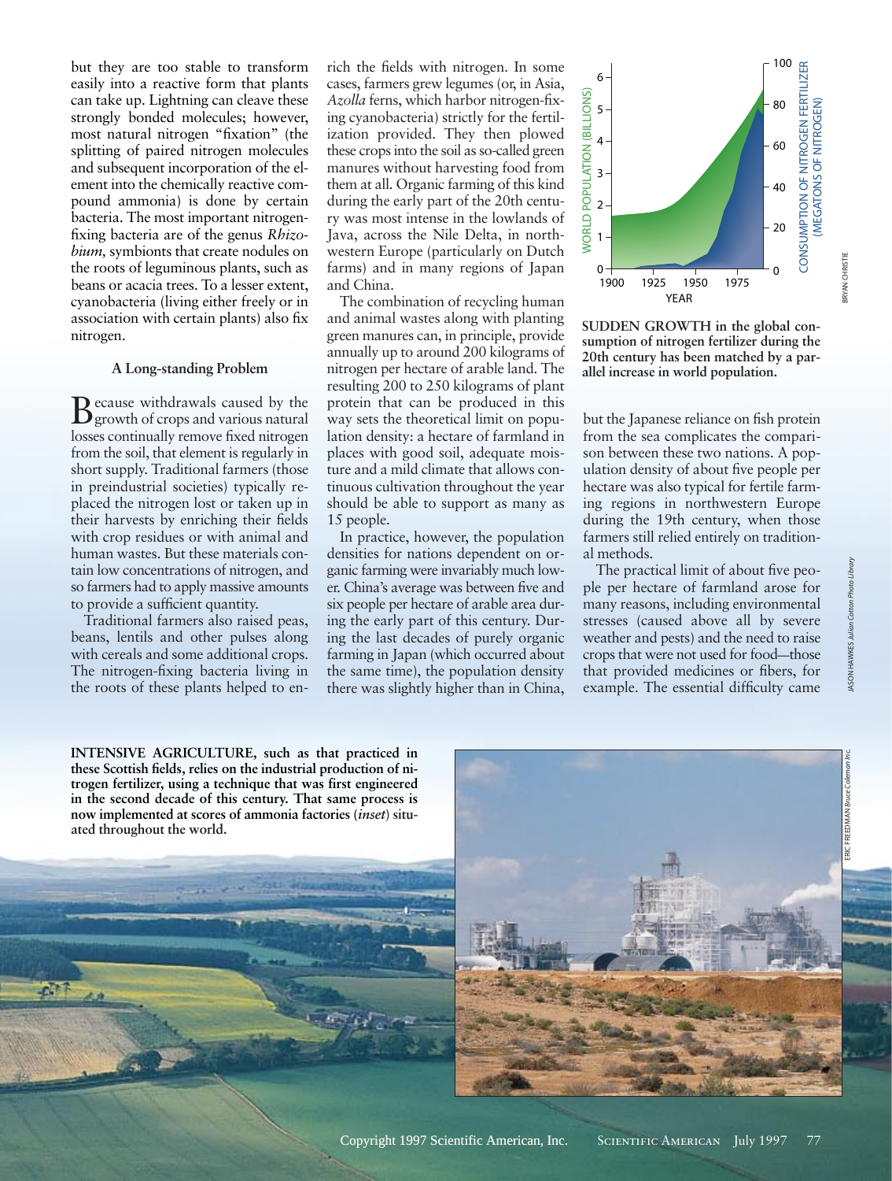but they are too stable to transform easily into a reactive form that plants can take up. Lightning can cleave these strongly bonded molecules; however, most natural nitrogen "fixation" (the splitting of paired nitrogen molecules and subsequent incorporation of the element into the chemically reactive compound ammonia) is done by certain bacteria. The most important nitrogen-fixing bacteria are of the genus *Rhizobium,* symbionts that create nodules on the roots of leguminous plants, such as beans or acacia trees. To a lesser extent, cyanobacteria (living either freely or in association with certain plants) also fix nitrogen.

### A Long-standing Problem

Because withdrawals caused by the growth of crops and various natural losses continually remove fixed nitrogen from the soil, that element is regularly in short supply. Traditional farmers (those in preindustrial societies) typically replaced the nitrogen lost or taken up in their harvests by enriching their fields with crop residues or with animal and human wastes. But these materials contain low concentrations of nitrogen, and so farmers had to apply massive amounts to provide a sufficient quantity.

Traditional farmers also raised peas, beans, lentils and other pulses along with cereals and some additional crops. The nitrogen-fixing bacteria living in the roots of these plants helped to enrich the fields with nitrogen. In some cases, farmers grew legumes (or, in Asia, *Azolla* ferns, which harbor nitrogen-fixing cyanobacteria) strictly for the fertilization provided. They then plowed these crops into the soil as so-called green manures without harvesting food from them at all. Organic farming of this kind during the early part of the 20th century was most intense in the lowlands of Java, across the Nile Delta, in northwestern Europe (particularly on Dutch farms) and in many regions of Japan and China.

The combination of recycling human and animal wastes along with planting green manures can, in principle, provide annually up to around 200 kilograms of nitrogen per hectare of arable land. The resulting 200 to 250 kilograms of plant protein that can be produced in this way sets the theoretical limit on population density: a hectare of farmland in places with good soil, adequate moisture and a mild climate that allows continuous cultivation throughout the year should be able to support as many as 15 people.

In practice, however, the population densities for nations dependent on organic farming were invariably much lower. China's average was between five and six people per hectare of arable area during the early part of this century. During the last decades of purely organic farming in Japan (which occurred about the same time), the population density there was slightly higher than in China, but the Japanese reliance on fish protein from the sea complicates the comparison between these two nations. A population density of about five people per hectare was also typical for fertile farming regions in northwestern Europe during the 19th century, when those farmers still relied entirely on traditional methods.

The practical limit of about five people per hectare of farmland arose for many reasons, including environmental stresses (caused above all by severe weather and pests) and the need to raise crops that were not used for food—those that provided medicines or fibers, for example. The essential difficulty came

WORLD POPULATION (BILLIONS)
0
1
2
3
4
5
6
1900
1925
1950
1975
YEAR
CONSUMPTION OF NITROGEN FERTILIZER (MEGATONS OF NITROGEN)
0
20
40
60
80
100

**SUDDEN GROWTH in the global consumption of nitrogen fertilizer during the 20th century has been matched by a parallel increase in world population.**

**INTENSIVE AGRICULTURE, such as that practiced in these Scottish fields, relies on the industrial production of nitrogen fertilizer, using a technique that was first engineered in the second decade of this century. That same process is now implemented at scores of ammonia factories (*inset*) situated throughout the world.**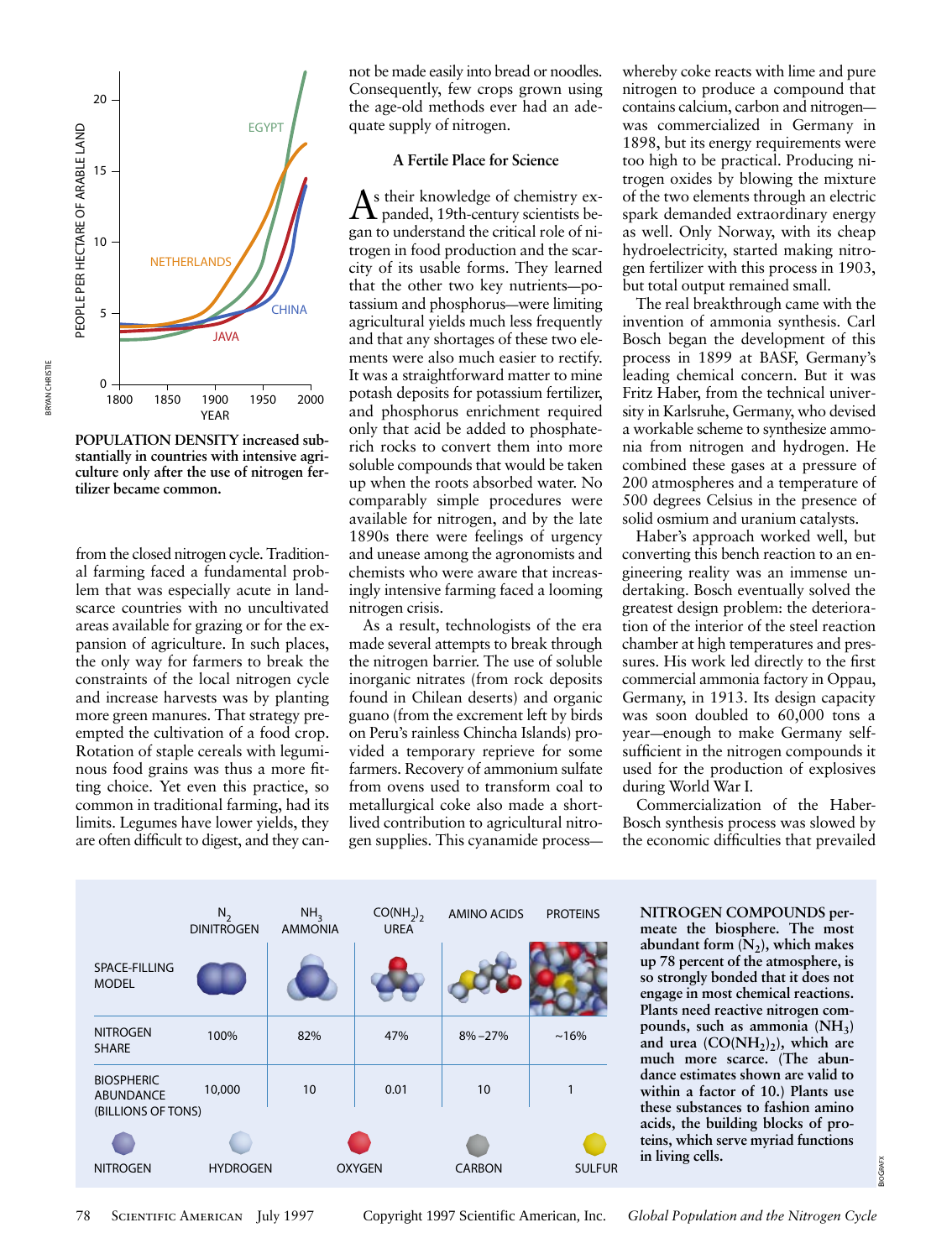**POPULATION DENSITY** increased substantially in countries with intensive agriculture only after the use of nitrogen fertilizer became common.

from the closed nitrogen cycle. Traditional farming faced a fundamental problem that was especially acute in land-scarce countries with no uncultivated areas available for grazing or for the expansion of agriculture. In such places, the only way for farmers to break the constraints of the local nitrogen cycle and increase harvests was by planting more green manures. That strategy preempted the cultivation of a food crop. Rotation of staple cereals with leguminous food grains was thus a more fitting choice. Yet even this practice, so common in traditional farming, had its limits. Legumes have lower yields, they are often difficult to digest, and they cannot be made easily into bread or noodles. Consequently, few crops grown using the age-old methods ever had an adequate supply of nitrogen.

### A Fertile Place for Science

As their knowledge of chemistry expanded, 19th-century scientists began to understand the critical role of nitrogen in food production and the scarcity of its usable forms. They learned that the other two key nutrients—potassium and phosphorus—were limiting agricultural yields much less frequently and that any shortages of these two elements were also much easier to rectify. It was a straightforward matter to mine potash deposits for potassium fertilizer, and phosphorus enrichment required only that acid be added to phosphate-rich rocks to convert them into more soluble compounds that would be taken up when the roots absorbed water. No comparably simple procedures were available for nitrogen, and by the late 1890s there were feelings of urgency and unease among the agronomists and chemists who were aware that increasingly intensive farming faced a looming nitrogen crisis.

As a result, technologists of the era made several attempts to break through the nitrogen barrier. The use of soluble inorganic nitrates (from rock deposits found in Chilean deserts) and organic guano (from the excrement left by birds on Peru's rainless Chincha Islands) provided a temporary reprieve for some farmers. Recovery of ammonium sulfate from ovens used to transform coal to metallurgical coke also made a short-lived contribution to agricultural nitrogen supplies. This cyanamide process—whereby coke reacts with lime and pure nitrogen to produce a compound that contains calcium, carbon and nitrogen—was commercialized in Germany in 1898, but its energy requirements were too high to be practical. Producing nitrogen oxides by blowing the mixture of the two elements through an electric spark demanded extraordinary energy as well. Only Norway, with its cheap hydroelectricity, started making nitrogen fertilizer with this process in 1903, but total output remained small.

The real breakthrough came with the invention of ammonia synthesis. Carl Bosch began the development of this process in 1899 at BASF, Germany's leading chemical concern. But it was Fritz Haber, from the technical university in Karlsruhe, Germany, who devised a workable scheme to synthesize ammonia from nitrogen and hydrogen. He combined these gases at a pressure of 200 atmospheres and a temperature of 500 degrees Celsius in the presence of solid osmium and uranium catalysts.

Haber's approach worked well, but converting this bench reaction to an engineering reality was an immense undertaking. Bosch eventually solved the greatest design problem: the deterioration of the interior of the steel reaction chamber at high temperatures and pressures. His work led directly to the first commercial ammonia factory in Oppau, Germany, in 1913. Its design capacity was soon doubled to 60,000 tons a year—enough to make Germany self-sufficient in the nitrogen compounds it used for the production of explosives during World War I.

Commercialization of the Haber-Bosch synthesis process was slowed by the economic difficulties that prevailed

| | $N_2$ DINITROGEN | $NH_3$ AMMONIA | $CO(NH_2)_2$ UREA | AMINO ACIDS | PROTEINS |
|---|---|---|---|---|---|
| SPACE-FILLING MODEL | | | | | |
| NITROGEN SHARE | 100% | 82% | 47% | 8%–27% | ~16% |
| BIOSPHERIC ABUNDANCE (BILLIONS OF TONS) | 10,000 | 10 | 0.01 | 10 | 1 |

NITROGEN · HYDROGEN · OXYGEN · CARBON · SULFUR

**NITROGEN COMPOUNDS** permeate the biosphere. The most abundant form ($N_2$), which makes up 78 percent of the atmosphere, is so strongly bonded that it does not engage in most chemical reactions. Plants need reactive nitrogen compounds, such as ammonia ($NH_3$) and urea ($CO(NH_2)_2$), which are much more scarce. (The abundance estimates shown are valid to within a factor of 10.) Plants use these substances to fashion amino acids, the building blocks of proteins, which serve myriad functions in living cells.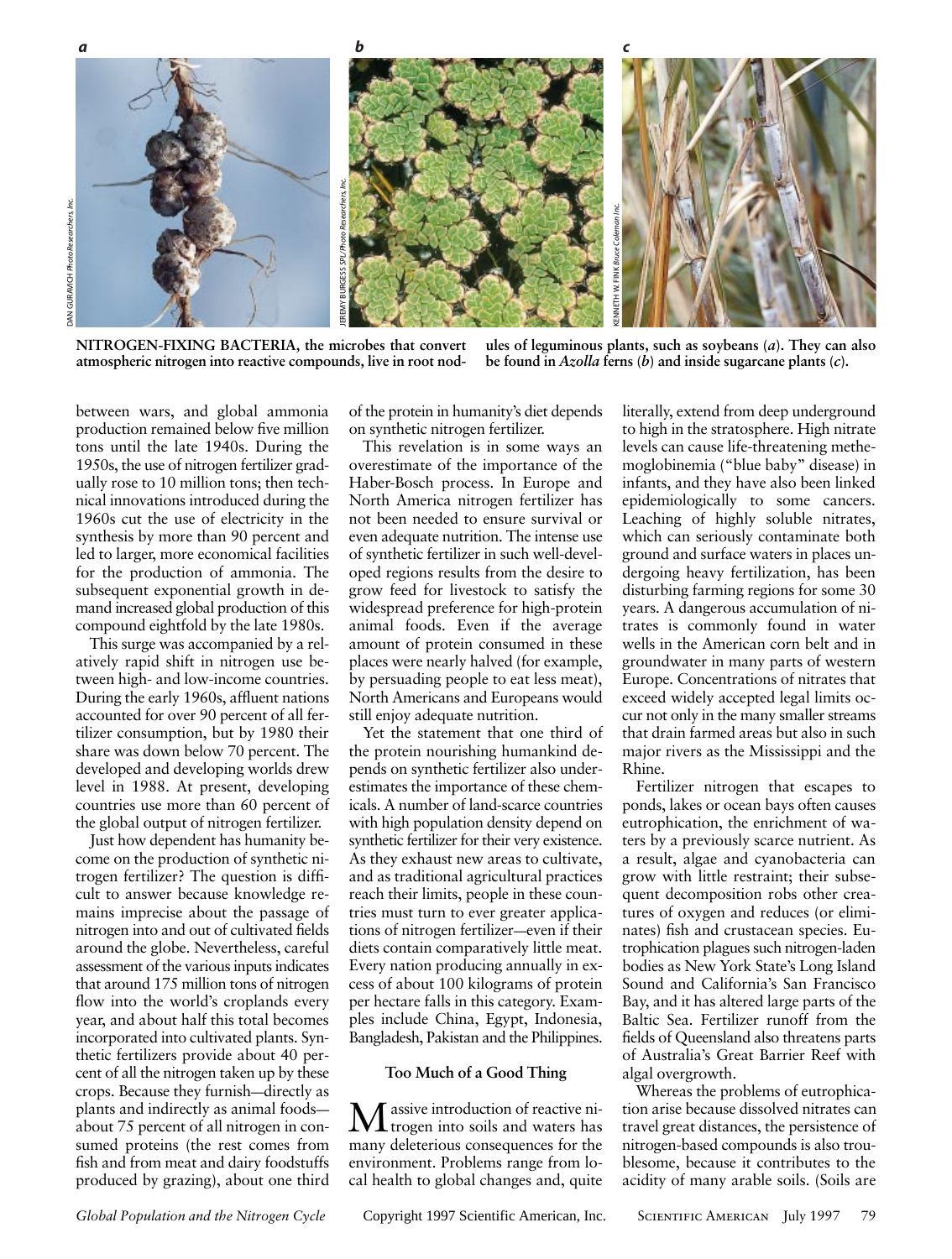NITROGEN-FIXING BACTERIA, the microbes that convert atmospheric nitrogen into reactive compounds, live in root nodules of leguminous plants, such as soybeans (*a*). They can also be found in *Azolla* ferns (*b*) and inside sugarcane plants (*c*).

between wars, and global ammonia production remained below five million tons until the late 1940s. During the 1950s, the use of nitrogen fertilizer gradually rose to 10 million tons; then technical innovations introduced during the 1960s cut the use of electricity in the synthesis by more than 90 percent and led to larger, more economical facilities for the production of ammonia. The subsequent exponential growth in demand increased global production of this compound eightfold by the late 1980s.

This surge was accompanied by a relatively rapid shift in nitrogen use between high- and low-income countries. During the early 1960s, affluent nations accounted for over 90 percent of all fertilizer consumption, but by 1980 their share was down below 70 percent. The developed and developing worlds drew level in 1988. At present, developing countries use more than 60 percent of the global output of nitrogen fertilizer.

Just how dependent has humanity become on the production of synthetic nitrogen fertilizer? The question is difficult to answer because knowledge remains imprecise about the passage of nitrogen into and out of cultivated fields around the globe. Nevertheless, careful assessment of the various inputs indicates that around 175 million tons of nitrogen flow into the world's croplands every year, and about half this total becomes incorporated into cultivated plants. Synthetic fertilizers provide about 40 percent of all the nitrogen taken up by these crops. Because they furnish—directly as plants and indirectly as animal foods—about 75 percent of all nitrogen in consumed proteins (the rest comes from fish and from meat and dairy foodstuffs produced by grazing), about one third of the protein in humanity's diet depends on synthetic nitrogen fertilizer.

This revelation is in some ways an overestimate of the importance of the Haber-Bosch process. In Europe and North America nitrogen fertilizer has not been needed to ensure survival or even adequate nutrition. The intense use of synthetic fertilizer in such well-developed regions results from the desire to grow feed for livestock to satisfy the widespread preference for high-protein animal foods. Even if the average amount of protein consumed in these places were nearly halved (for example, by persuading people to eat less meat), North Americans and Europeans would still enjoy adequate nutrition.

Yet the statement that one third of the protein nourishing humankind depends on synthetic fertilizer also underestimates the importance of these chemicals. A number of land-scarce countries with high population density depend on synthetic fertilizer for their very existence. As they exhaust new areas to cultivate, and as traditional agricultural practices reach their limits, people in these countries must turn to ever greater applications of nitrogen fertilizer—even if their diets contain comparatively little meat. Every nation producing annually in excess of about 100 kilograms of protein per hectare falls in this category. Examples include China, Egypt, Indonesia, Bangladesh, Pakistan and the Philippines.

## Too Much of a Good Thing

Massive introduction of reactive nitrogen into soils and waters has many deleterious consequences for the environment. Problems range from local health to global changes and, quite literally, extend from deep underground to high in the stratosphere. High nitrate levels can cause life-threatening methemoglobinemia ("blue baby" disease) in infants, and they have also been linked epidemiologically to some cancers. Leaching of highly soluble nitrates, which can seriously contaminate both ground and surface waters in places undergoing heavy fertilization, has been disturbing farming regions for some 30 years. A dangerous accumulation of nitrates is commonly found in water wells in the American corn belt and in groundwater in many parts of western Europe. Concentrations of nitrates that exceed widely accepted legal limits occur not only in the many smaller streams that drain farmed areas but also in such major rivers as the Mississippi and the Rhine.

Fertilizer nitrogen that escapes to ponds, lakes or ocean bays often causes eutrophication, the enrichment of waters by a previously scarce nutrient. As a result, algae and cyanobacteria can grow with little restraint; their subsequent decomposition robs other creatures of oxygen and reduces (or eliminates) fish and crustacean species. Eutrophication plagues such nitrogen-laden bodies as New York State's Long Island Sound and California's San Francisco Bay, and it has altered large parts of the Baltic Sea. Fertilizer runoff from the fields of Queensland also threatens parts of Australia's Great Barrier Reef with algal overgrowth.

Whereas the problems of eutrophication arise because dissolved nitrates can travel great distances, the persistence of nitrogen-based compounds is also troublesome, because it contributes to the acidity of many arable soils. (Soils are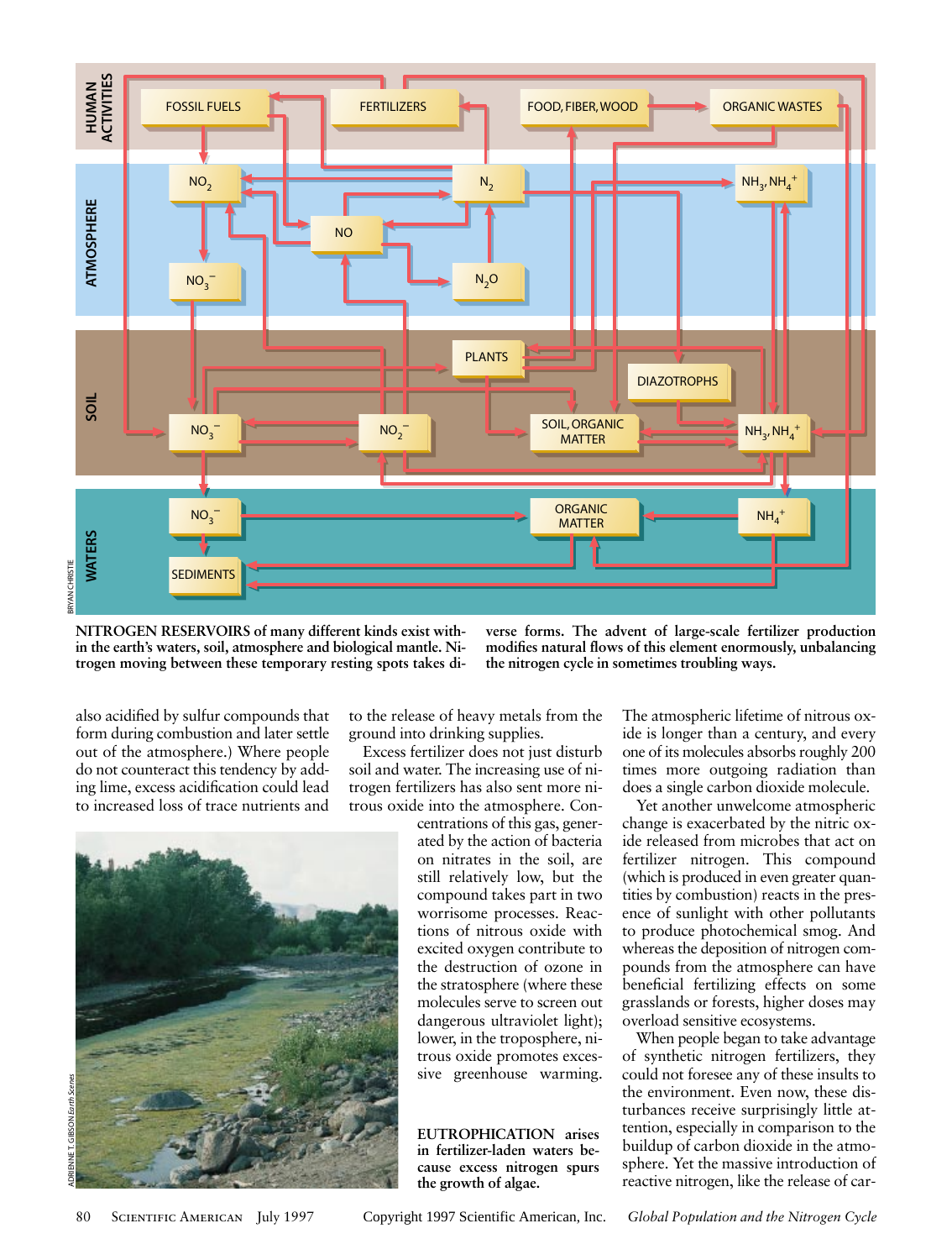**NITROGEN RESERVOIRS** of many different kinds exist within the earth's waters, soil, atmosphere and biological mantle. Nitrogen moving between these temporary resting spots takes diverse forms. The advent of large-scale fertilizer production modifies natural flows of this element enormously, unbalancing the nitrogen cycle in sometimes troubling ways.

also acidified by sulfur compounds that form during combustion and later settle out of the atmosphere.) Where people do not counteract this tendency by adding lime, excess acidification could lead to increased loss of trace nutrients and to the release of heavy metals from the ground into drinking supplies.

Excess fertilizer does not just disturb soil and water. The increasing use of nitrogen fertilizers has also sent more nitrous oxide into the atmosphere. Concentrations of this gas, generated by the action of bacteria on nitrates in the soil, are still relatively low, but the compound takes part in two worrisome processes. Reactions of nitrous oxide with excited oxygen contribute to the destruction of ozone in the stratosphere (where these molecules serve to screen out dangerous ultraviolet light); lower, in the troposphere, nitrous oxide promotes excessive greenhouse warming.

**EUTROPHICATION arises in fertilizer-laden waters because excess nitrogen spurs the growth of algae.**

The atmospheric lifetime of nitrous oxide is longer than a century, and every one of its molecules absorbs roughly 200 times more outgoing radiation than does a single carbon dioxide molecule.

Yet another unwelcome atmospheric change is exacerbated by the nitric oxide released from microbes that act on fertilizer nitrogen. This compound (which is produced in even greater quantities by combustion) reacts in the presence of sunlight with other pollutants to produce photochemical smog. And whereas the deposition of nitrogen compounds from the atmosphere can have beneficial fertilizing effects on some grasslands or forests, higher doses may overload sensitive ecosystems.

When people began to take advantage of synthetic nitrogen fertilizers, they could not foresee any of these insults to the environment. Even now, these disturbances receive surprisingly little attention, especially in comparison to the buildup of carbon dioxide in the atmosphere. Yet the massive introduction of reactive nitrogen, like the release of car-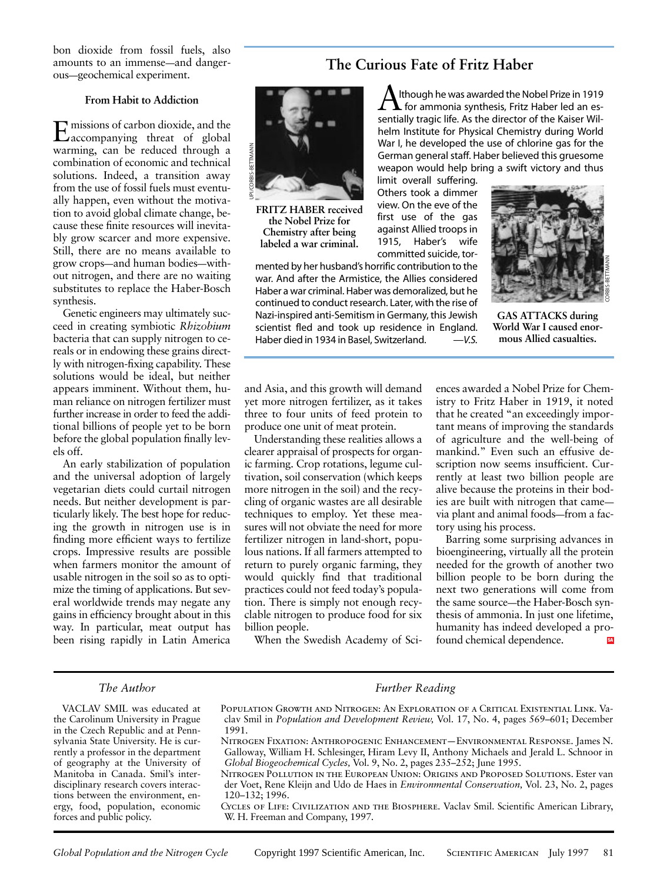bon dioxide from fossil fuels, also amounts to an immense—and dangerous—geochemical experiment.

### From Habit to Addiction

Emissions of carbon dioxide, and the accompanying threat of global warming, can be reduced through a combination of economic and technical solutions. Indeed, a transition away from the use of fossil fuels must eventually happen, even without the motivation to avoid global climate change, because these finite resources will inevitably grow scarcer and more expensive. Still, there are no means available to grow crops—and human bodies—without nitrogen, and there are no waiting substitutes to replace the Haber-Bosch synthesis.

Genetic engineers may ultimately succeed in creating symbiotic *Rhizobium* bacteria that can supply nitrogen to cereals or in endowing these grains directly with nitrogen-fixing capability. These solutions would be ideal, but neither appears imminent. Without them, human reliance on nitrogen fertilizer must further increase in order to feed the additional billions of people yet to be born before the global population finally levels off.

An early stabilization of population and the universal adoption of largely vegetarian diets could curtail nitrogen needs. But neither development is particularly likely. The best hope for reducing the growth in nitrogen use is in finding more efficient ways to fertilize crops. Impressive results are possible when farmers monitor the amount of usable nitrogen in the soil so as to optimize the timing of applications. But several worldwide trends may negate any gains in efficiency brought about in this way. In particular, meat output has been rising rapidly in Latin America and Asia, and this growth will demand yet more nitrogen fertilizer, as it takes three to four units of feed protein to produce one unit of meat protein.

Understanding these realities allows a clearer appraisal of prospects for organic farming. Crop rotations, legume cultivation, soil conservation (which keeps more nitrogen in the soil) and the recycling of organic wastes are all desirable techniques to employ. Yet these measures will not obviate the need for more fertilizer nitrogen in land-short, populous nations. If all farmers attempted to return to purely organic farming, they would quickly find that traditional practices could not feed today's population. There is simply not enough recyclable nitrogen to produce food for six billion people.

When the Swedish Academy of Sciences awarded a Nobel Prize for Chemistry to Fritz Haber in 1919, it noted that he created "an exceedingly important means of improving the standards of agriculture and the well-being of mankind." Even such an effusive description now seems insufficient. Currently at least two billion people are alive because the proteins in their bodies are built with nitrogen that came—via plant and animal foods—from a factory using his process.

Barring some surprising advances in bioengineering, virtually all the protein needed for the growth of another two billion people to be born during the next two generations will come from the same source—the Haber-Bosch synthesis of ammonia. In just one lifetime, humanity has indeed developed a profound chemical dependence.

## The Curious Fate of Fritz Haber

Although he was awarded the Nobel Prize in 1919 for ammonia synthesis, Fritz Haber led an essentially tragic life. As the director of the Kaiser Wilhelm Institute for Physical Chemistry during World War I, he developed the use of chlorine gas for the German general staff. Haber believed this gruesome weapon would help bring a swift victory and thus limit overall suffering. Others took a dimmer view. On the eve of the first use of the gas against Allied troops in 1915, Haber's wife committed suicide, tormented by her husband's horrific contribution to the war. And after the Armistice, the Allies considered Haber a war criminal. Haber was demoralized, but he continued to conduct research. Later, with the rise of Nazi-inspired anti-Semitism in Germany, this Jewish scientist fled and took up residence in England. Haber died in 1934 in Basel, Switzerland. *—V.S.*

UPI/CORBIS-BETTMANN

**FRITZ HABER received the Nobel Prize for Chemistry after being labeled a war criminal.**

CORBIS-BETTMANN

**GAS ATTACKS during World War I caused enormous Allied casualties.**

### *The Author*

VACLAV SMIL was educated at the Carolinum University in Prague in the Czech Republic and at Pennsylvania State University. He is currently a professor in the department of geography at the University of Manitoba in Canada. Smil's interdisciplinary research covers interactions between the environment, energy, food, population, economic forces and public policy.

### *Further Reading*

POPULATION GROWTH AND NITROGEN: AN EXPLORATION OF A CRITICAL EXISTENTIAL LINK. Vaclav Smil in *Population and Development Review,* Vol. 17, No. 4, pages 569–601; December 1991.

NITROGEN FIXATION: ANTHROPOGENIC ENHANCEMENT—ENVIRONMENTAL RESPONSE. James N. Galloway, William H. Schlesinger, Hiram Levy II, Anthony Michaels and Jerald L. Schnoor in *Global Biogeochemical Cycles,* Vol. 9, No. 2, pages 235–252; June 1995.

NITROGEN POLLUTION IN THE EUROPEAN UNION: ORIGINS AND PROPOSED SOLUTIONS. Ester van der Voet, Rene Kleijn and Udo de Haes in *Environmental Conservation,* Vol. 23, No. 2, pages 120–132; 1996.

CYCLES OF LIFE: CIVILIZATION AND THE BIOSPHERE. Vaclav Smil. Scientific American Library, W. H. Freeman and Company, 1997.